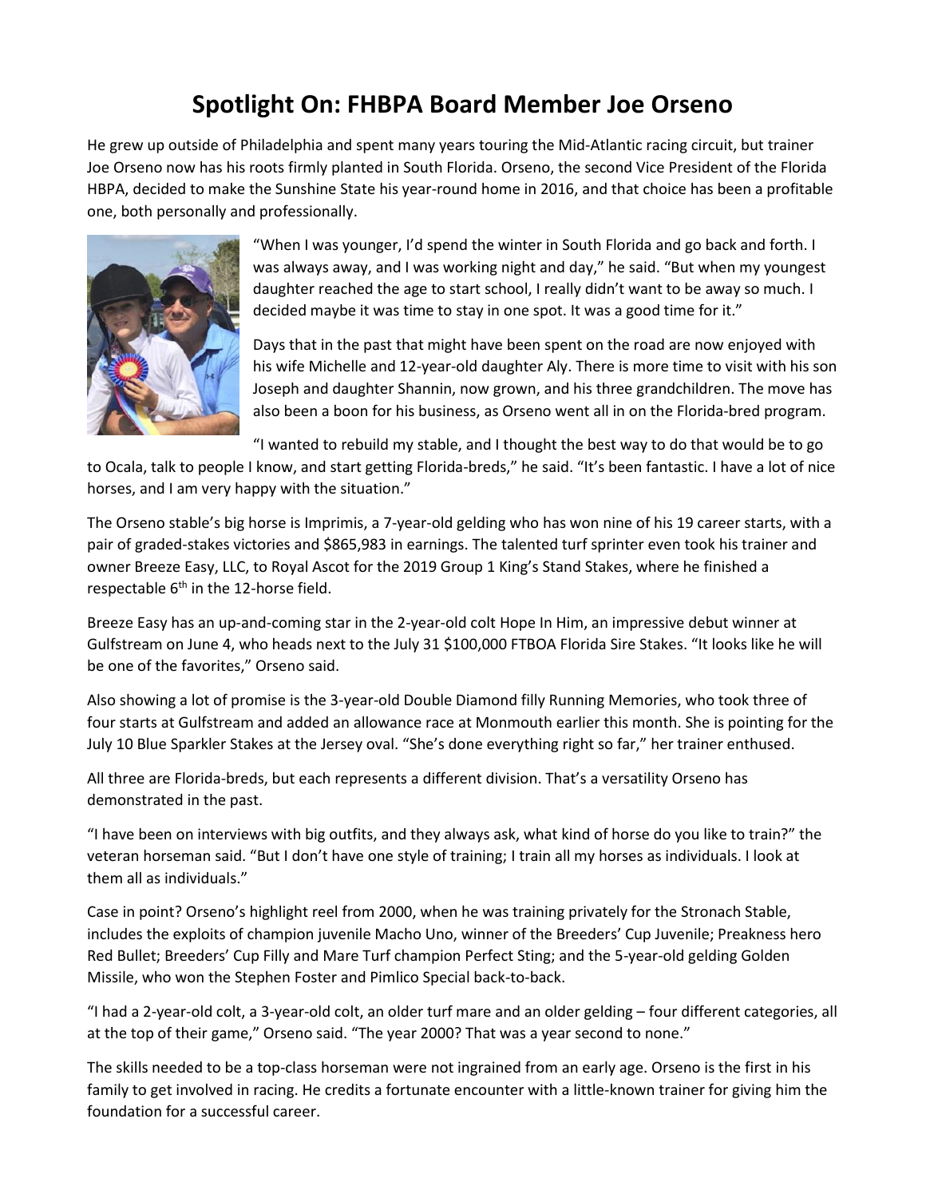# Spotlight On: FHBPA Board Member Joe Orseno

He grew up outside of Philadelphia and spent many years touring the Mid-Atlantic racing circuit, but trainer Joe Orseno now has his roots firmly planted in South Florida. Orseno, the second Vice President of the Florida HBPA, decided to make the Sunshine State his year-round home in 2016, and that choice has been a profitable one, both personally and professionally.

"When I was younger, I'd spend the winter in South Florida and go back and forth. I was always away, and I was working night and day," he said. "But when my youngest daughter reached the age to start school, I really didn't want to be away so much. I decided maybe it was time to stay in one spot. It was a good time for it."

Days that in the past that might have been spent on the road are now enjoyed with his wife Michelle and 12-year-old daughter Aly. There is more time to visit with his son Joseph and daughter Shannin, now grown, and his three grandchildren. The move has also been a boon for his business, as Orseno went all in on the Florida-bred program.

"I wanted to rebuild my stable, and I thought the best way to do that would be to go to Ocala, talk to people I know, and start getting Florida-breds," he said. "It's been fantastic. I have a lot of nice horses, and I am very happy with the situation."

The Orseno stable's big horse is Imprimis, a 7-year-old gelding who has won nine of his 19 career starts, with a pair of graded-stakes victories and $865,983 in earnings. The talented turf sprinter even took his trainer and owner Breeze Easy, LLC, to Royal Ascot for the 2019 Group 1 King's Stand Stakes, where he finished a respectable 6th in the 12-horse field.

Breeze Easy has an up-and-coming star in the 2-year-old colt Hope In Him, an impressive debut winner at Gulfstream on June 4, who heads next to the July 31 $100,000 FTBOA Florida Sire Stakes. "It looks like he will be one of the favorites," Orseno said.

Also showing a lot of promise is the 3-year-old Double Diamond filly Running Memories, who took three of four starts at Gulfstream and added an allowance race at Monmouth earlier this month. She is pointing for the July 10 Blue Sparkler Stakes at the Jersey oval. "She's done everything right so far," her trainer enthused.

All three are Florida-breds, but each represents a different division. That's a versatility Orseno has demonstrated in the past.

"I have been on interviews with big outfits, and they always ask, what kind of horse do you like to train?" the veteran horseman said. "But I don't have one style of training; I train all my horses as individuals. I look at them all as individuals."

Case in point? Orseno's highlight reel from 2000, when he was training privately for the Stronach Stable, includes the exploits of champion juvenile Macho Uno, winner of the Breeders' Cup Juvenile; Preakness hero Red Bullet; Breeders' Cup Filly and Mare Turf champion Perfect Sting; and the 5-year-old gelding Golden Missile, who won the Stephen Foster and Pimlico Special back-to-back.

"I had a 2-year-old colt, a 3-year-old colt, an older turf mare and an older gelding – four different categories, all at the top of their game," Orseno said. "The year 2000? That was a year second to none."

The skills needed to be a top-class horseman were not ingrained from an early age. Orseno is the first in his family to get involved in racing. He credits a fortunate encounter with a little-known trainer for giving him the foundation for a successful career.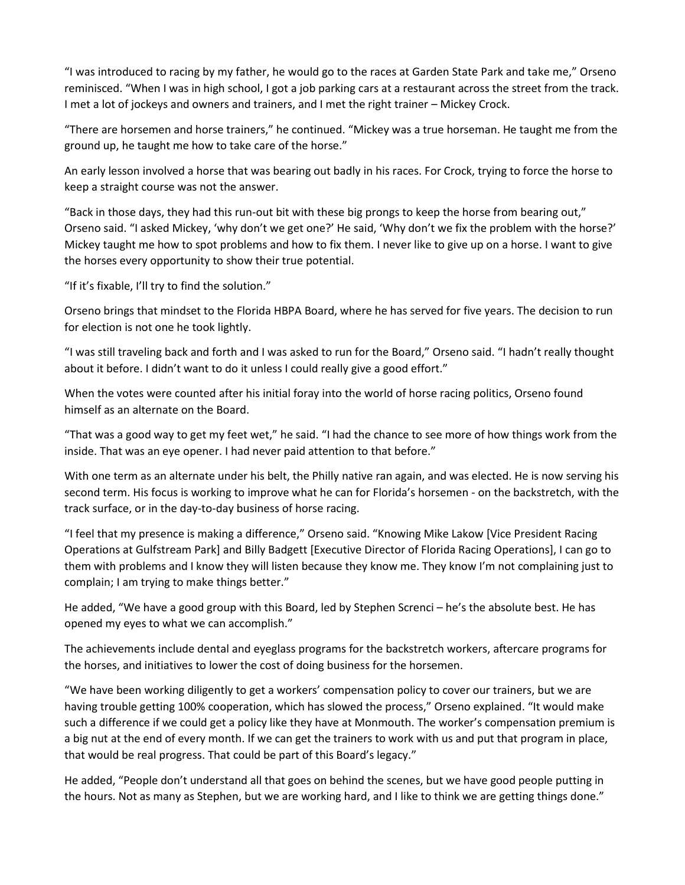"I was introduced to racing by my father, he would go to the races at Garden State Park and take me," Orseno reminisced. "When I was in high school, I got a job parking cars at a restaurant across the street from the track. I met a lot of jockeys and owners and trainers, and I met the right trainer – Mickey Crock.

"There are horsemen and horse trainers," he continued. "Mickey was a true horseman. He taught me from the ground up, he taught me how to take care of the horse."

An early lesson involved a horse that was bearing out badly in his races. For Crock, trying to force the horse to keep a straight course was not the answer.

"Back in those days, they had this run-out bit with these big prongs to keep the horse from bearing out," Orseno said. "I asked Mickey, 'why don't we get one?' He said, 'Why don't we fix the problem with the horse?' Mickey taught me how to spot problems and how to fix them. I never like to give up on a horse. I want to give the horses every opportunity to show their true potential.

"If it's fixable, I'll try to find the solution."

Orseno brings that mindset to the Florida HBPA Board, where he has served for five years. The decision to run for election is not one he took lightly.

"I was still traveling back and forth and I was asked to run for the Board," Orseno said. "I hadn't really thought about it before. I didn't want to do it unless I could really give a good effort."

When the votes were counted after his initial foray into the world of horse racing politics, Orseno found himself as an alternate on the Board.

"That was a good way to get my feet wet," he said. "I had the chance to see more of how things work from the inside. That was an eye opener. I had never paid attention to that before."

With one term as an alternate under his belt, the Philly native ran again, and was elected. He is now serving his second term. His focus is working to improve what he can for Florida's horsemen - on the backstretch, with the track surface, or in the day-to-day business of horse racing.

"I feel that my presence is making a difference," Orseno said. "Knowing Mike Lakow [Vice President Racing Operations at Gulfstream Park] and Billy Badgett [Executive Director of Florida Racing Operations], I can go to them with problems and I know they will listen because they know me. They know I'm not complaining just to complain; I am trying to make things better."

He added, "We have a good group with this Board, led by Stephen Screnci – he's the absolute best. He has opened my eyes to what we can accomplish."

The achievements include dental and eyeglass programs for the backstretch workers, aftercare programs for the horses, and initiatives to lower the cost of doing business for the horsemen.

"We have been working diligently to get a workers' compensation policy to cover our trainers, but we are having trouble getting 100% cooperation, which has slowed the process," Orseno explained. "It would make such a difference if we could get a policy like they have at Monmouth. The worker's compensation premium is a big nut at the end of every month. If we can get the trainers to work with us and put that program in place, that would be real progress. That could be part of this Board's legacy."

He added, "People don't understand all that goes on behind the scenes, but we have good people putting in the hours. Not as many as Stephen, but we are working hard, and I like to think we are getting things done."